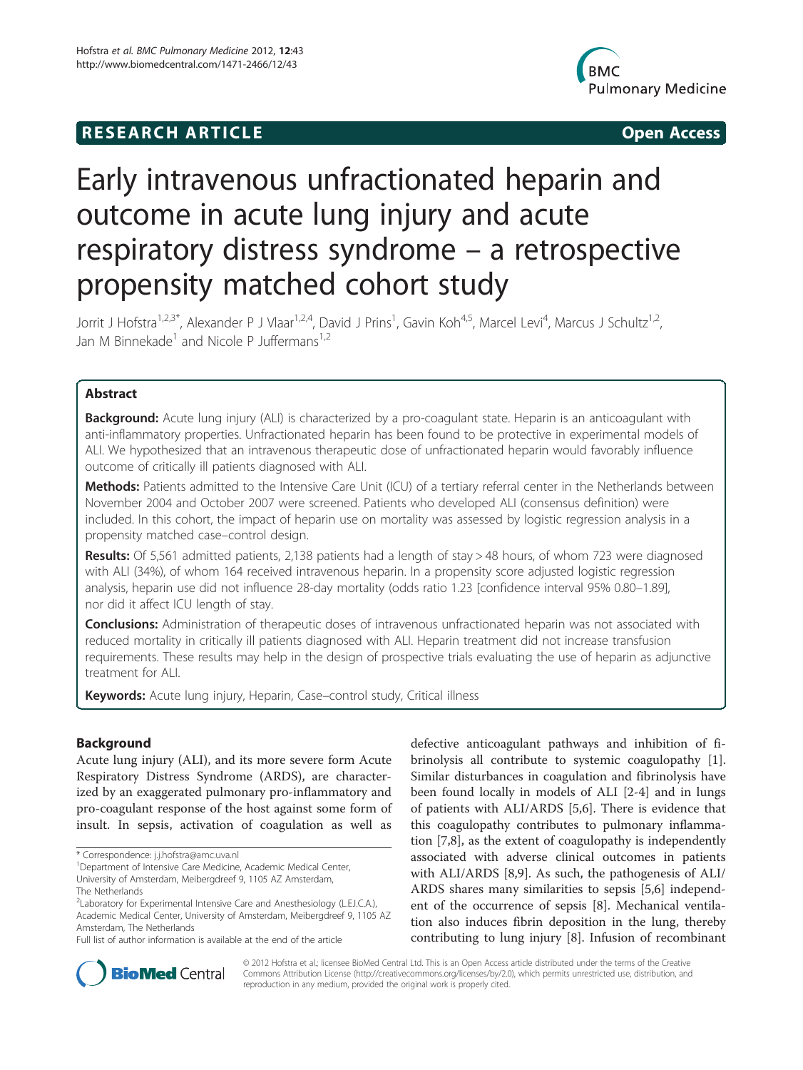**RESEARCH ARTICLE** **Open Access**

# Early intravenous unfractionated heparin and outcome in acute lung injury and acute respiratory distress syndrome – a retrospective propensity matched cohort study

Jorrit J Hofstra[1,2,3*], Alexander P J Vlaar[1,2,4], David J Prins[1], Gavin Koh[4,5], Marcel Levi[4], Marcus J Schultz[1,2], Jan M Binnekade[1] and Nicole P Juffermans[1,2]

## Abstract

**Background:** Acute lung injury (ALI) is characterized by a pro-coagulant state. Heparin is an anticoagulant with anti-inflammatory properties. Unfractionated heparin has been found to be protective in experimental models of ALI. We hypothesized that an intravenous therapeutic dose of unfractionated heparin would favorably influence outcome of critically ill patients diagnosed with ALI.

**Methods:** Patients admitted to the Intensive Care Unit (ICU) of a tertiary referral center in the Netherlands between November 2004 and October 2007 were screened. Patients who developed ALI (consensus definition) were included. In this cohort, the impact of heparin use on mortality was assessed by logistic regression analysis in a propensity matched case–control design.

**Results:** Of 5,561 admitted patients, 2,138 patients had a length of stay > 48 hours, of whom 723 were diagnosed with ALI (34%), of whom 164 received intravenous heparin. In a propensity score adjusted logistic regression analysis, heparin use did not influence 28-day mortality (odds ratio 1.23 [confidence interval 95% 0.80–1.89], nor did it affect ICU length of stay.

**Conclusions:** Administration of therapeutic doses of intravenous unfractionated heparin was not associated with reduced mortality in critically ill patients diagnosed with ALI. Heparin treatment did not increase transfusion requirements. These results may help in the design of prospective trials evaluating the use of heparin as adjunctive treatment for ALI.

**Keywords:** Acute lung injury, Heparin, Case–control study, Critical illness

## Background

Acute lung injury (ALI), and its more severe form Acute Respiratory Distress Syndrome (ARDS), are characterized by an exaggerated pulmonary pro-inflammatory and pro-coagulant response of the host against some form of insult. In sepsis, activation of coagulation as well as defective anticoagulant pathways and inhibition of fibrinolysis all contribute to systemic coagulopathy [1]. Similar disturbances in coagulation and fibrinolysis have been found locally in models of ALI [2-4] and in lungs of patients with ALI/ARDS [5,6]. There is evidence that this coagulopathy contributes to pulmonary inflammation [7,8], as the extent of coagulopathy is independently associated with adverse clinical outcomes in patients with ALI/ARDS [8,9]. As such, the pathogenesis of ALI/ARDS shares many similarities to sepsis [5,6] independent of the occurrence of sepsis [8]. Mechanical ventilation also induces fibrin deposition in the lung, thereby contributing to lung injury [8]. Infusion of recombinant

\* Correspondence: j.j.hofstra@amc.uva.nl
[1]Department of Intensive Care Medicine, Academic Medical Center, University of Amsterdam, Meibergdreef 9, 1105 AZ Amsterdam, The Netherlands
[2]Laboratory for Experimental Intensive Care and Anesthesiology (L.E.I.C.A.), Academic Medical Center, University of Amsterdam, Meibergdreef 9, 1105 AZ Amsterdam, The Netherlands
Full list of author information is available at the end of the article

© 2012 Hofstra et al.; licensee BioMed Central Ltd. This is an Open Access article distributed under the terms of the Creative Commons Attribution License (http://creativecommons.org/licenses/by/2.0), which permits unrestricted use, distribution, and reproduction in any medium, provided the original work is properly cited.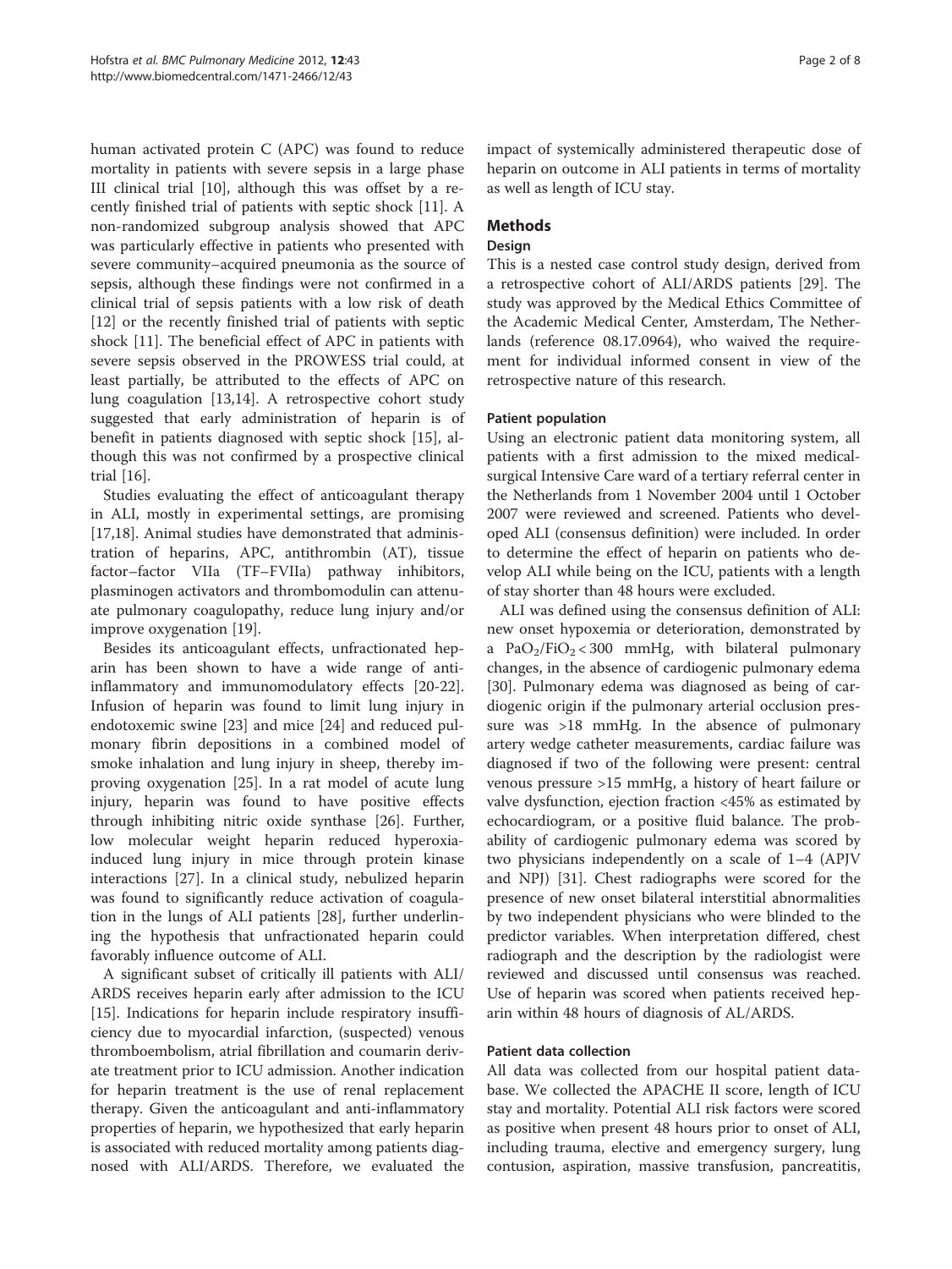human activated protein C (APC) was found to reduce mortality in patients with severe sepsis in a large phase III clinical trial [10], although this was offset by a recently finished trial of patients with septic shock [11]. A non-randomized subgroup analysis showed that APC was particularly effective in patients who presented with severe community–acquired pneumonia as the source of sepsis, although these findings were not confirmed in a clinical trial of sepsis patients with a low risk of death [12] or the recently finished trial of patients with septic shock [11]. The beneficial effect of APC in patients with severe sepsis observed in the PROWESS trial could, at least partially, be attributed to the effects of APC on lung coagulation [13,14]. A retrospective cohort study suggested that early administration of heparin is of benefit in patients diagnosed with septic shock [15], although this was not confirmed by a prospective clinical trial [16].

Studies evaluating the effect of anticoagulant therapy in ALI, mostly in experimental settings, are promising [17,18]. Animal studies have demonstrated that administration of heparins, APC, antithrombin (AT), tissue factor–factor VIIa (TF–FVIIa) pathway inhibitors, plasminogen activators and thrombomodulin can attenuate pulmonary coagulopathy, reduce lung injury and/or improve oxygenation [19].

Besides its anticoagulant effects, unfractionated heparin has been shown to have a wide range of anti-inflammatory and immunomodulatory effects [20-22]. Infusion of heparin was found to limit lung injury in endotoxemic swine [23] and mice [24] and reduced pulmonary fibrin depositions in a combined model of smoke inhalation and lung injury in sheep, thereby improving oxygenation [25]. In a rat model of acute lung injury, heparin was found to have positive effects through inhibiting nitric oxide synthase [26]. Further, low molecular weight heparin reduced hyperoxia-induced lung injury in mice through protein kinase interactions [27]. In a clinical study, nebulized heparin was found to significantly reduce activation of coagulation in the lungs of ALI patients [28], further underlining the hypothesis that unfractionated heparin could favorably influence outcome of ALI.

A significant subset of critically ill patients with ALI/ARDS receives heparin early after admission to the ICU [15]. Indications for heparin include respiratory insufficiency due to myocardial infarction, (suspected) venous thromboembolism, atrial fibrillation and coumarin derivate treatment prior to ICU admission. Another indication for heparin treatment is the use of renal replacement therapy. Given the anticoagulant and anti-inflammatory properties of heparin, we hypothesized that early heparin is associated with reduced mortality among patients diagnosed with ALI/ARDS. Therefore, we evaluated the impact of systemically administered therapeutic dose of heparin on outcome in ALI patients in terms of mortality as well as length of ICU stay.

## Methods

### Design

This is a nested case control study design, derived from a retrospective cohort of ALI/ARDS patients [29]. The study was approved by the Medical Ethics Committee of the Academic Medical Center, Amsterdam, The Netherlands (reference 08.17.0964), who waived the requirement for individual informed consent in view of the retrospective nature of this research.

#### Patient population

Using an electronic patient data monitoring system, all patients with a first admission to the mixed medical-surgical Intensive Care ward of a tertiary referral center in the Netherlands from 1 November 2004 until 1 October 2007 were reviewed and screened. Patients who developed ALI (consensus definition) were included. In order to determine the effect of heparin on patients who develop ALI while being on the ICU, patients with a length of stay shorter than 48 hours were excluded.

ALI was defined using the consensus definition of ALI: new onset hypoxemia or deterioration, demonstrated by a $PaO_2/FiO_2 < 300$ mmHg, with bilateral pulmonary changes, in the absence of cardiogenic pulmonary edema [30]. Pulmonary edema was diagnosed as being of cardiogenic origin if the pulmonary arterial occlusion pressure was >18 mmHg. In the absence of pulmonary artery wedge catheter measurements, cardiac failure was diagnosed if two of the following were present: central venous pressure >15 mmHg, a history of heart failure or valve dysfunction, ejection fraction <45% as estimated by echocardiogram, or a positive fluid balance. The probability of cardiogenic pulmonary edema was scored by two physicians independently on a scale of 1–4 (APJV and NPJ) [31]. Chest radiographs were scored for the presence of new onset bilateral interstitial abnormalities by two independent physicians who were blinded to the predictor variables. When interpretation differed, chest radiograph and the description by the radiologist were reviewed and discussed until consensus was reached. Use of heparin was scored when patients received heparin within 48 hours of diagnosis of AL/ARDS.

#### Patient data collection

All data was collected from our hospital patient database. We collected the APACHE II score, length of ICU stay and mortality. Potential ALI risk factors were scored as positive when present 48 hours prior to onset of ALI, including trauma, elective and emergency surgery, lung contusion, aspiration, massive transfusion, pancreatitis,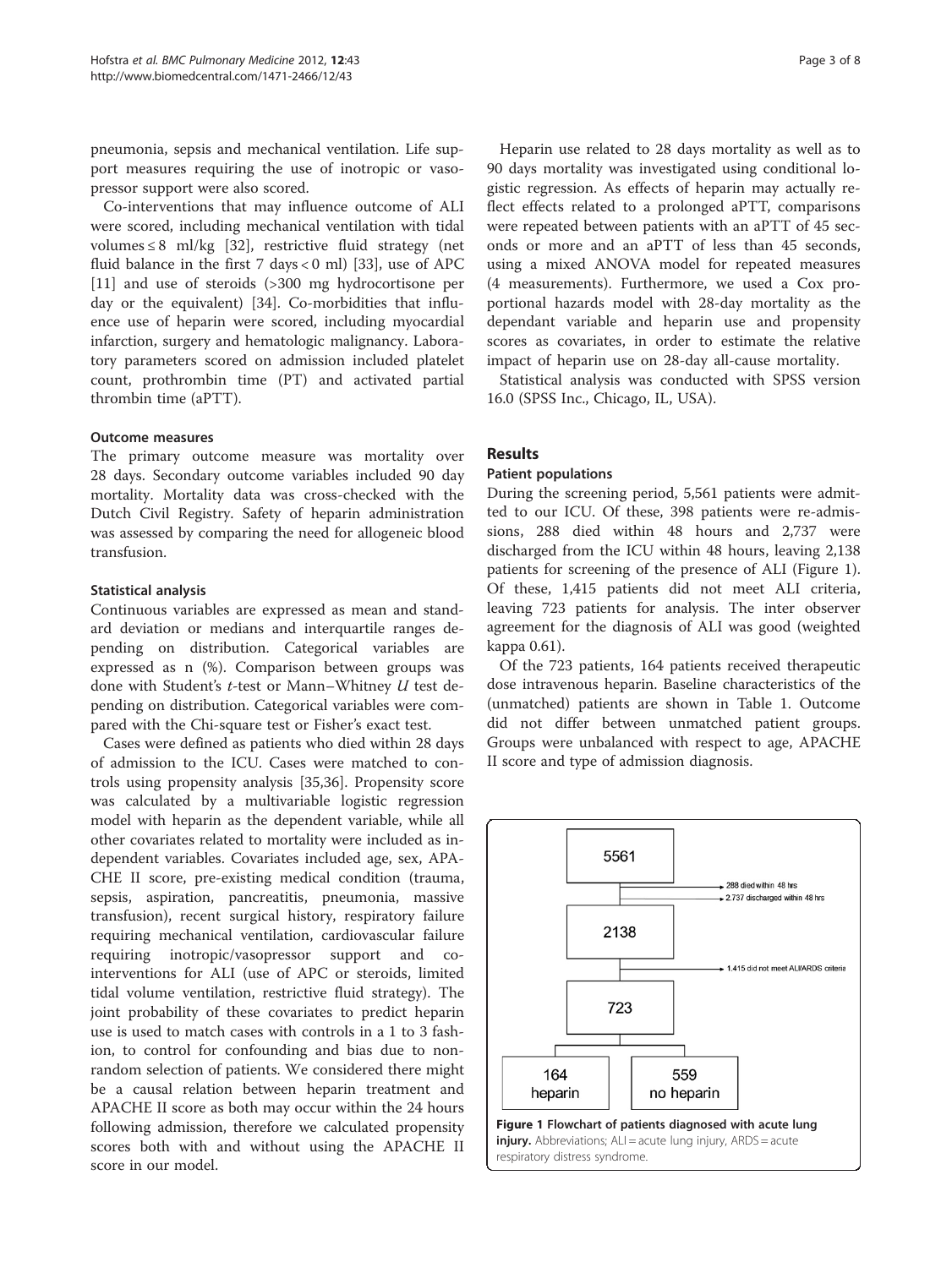pneumonia, sepsis and mechanical ventilation. Life support measures requiring the use of inotropic or vasopressor support were also scored.

Co-interventions that may influence outcome of ALI were scored, including mechanical ventilation with tidal volumes ≤ 8 ml/kg [32], restrictive fluid strategy (net fluid balance in the first 7 days < 0 ml) [33], use of APC [11] and use of steroids (>300 mg hydrocortisone per day or the equivalent) [34]. Co-morbidities that influence use of heparin were scored, including myocardial infarction, surgery and hematologic malignancy. Laboratory parameters scored on admission included platelet count, prothrombin time (PT) and activated partial thrombin time (aPTT).

### Outcome measures

The primary outcome measure was mortality over 28 days. Secondary outcome variables included 90 day mortality. Mortality data was cross-checked with the Dutch Civil Registry. Safety of heparin administration was assessed by comparing the need for allogeneic blood transfusion.

### Statistical analysis

Continuous variables are expressed as mean and standard deviation or medians and interquartile ranges depending on distribution. Categorical variables are expressed as n (%). Comparison between groups was done with Student's *t*-test or Mann–Whitney *U* test depending on distribution. Categorical variables were compared with the Chi-square test or Fisher's exact test.

Cases were defined as patients who died within 28 days of admission to the ICU. Cases were matched to controls using propensity analysis [35,36]. Propensity score was calculated by a multivariable logistic regression model with heparin as the dependent variable, while all other covariates related to mortality were included as independent variables. Covariates included age, sex, APACHE II score, pre-existing medical condition (trauma, sepsis, aspiration, pancreatitis, pneumonia, massive transfusion), recent surgical history, respiratory failure requiring mechanical ventilation, cardiovascular failure requiring inotropic/vasopressor support and co-interventions for ALI (use of APC or steroids, limited tidal volume ventilation, restrictive fluid strategy). The joint probability of these covariates to predict heparin use is used to match cases with controls in a 1 to 3 fashion, to control for confounding and bias due to non-random selection of patients. We considered there might be a causal relation between heparin treatment and APACHE II score as both may occur within the 24 hours following admission, therefore we calculated propensity scores both with and without using the APACHE II score in our model.

Heparin use related to 28 days mortality as well as to 90 days mortality was investigated using conditional logistic regression. As effects of heparin may actually reflect effects related to a prolonged aPTT, comparisons were repeated between patients with an aPTT of 45 seconds or more and an aPTT of less than 45 seconds, using a mixed ANOVA model for repeated measures (4 measurements). Furthermore, we used a Cox proportional hazards model with 28-day mortality as the dependant variable and heparin use and propensity scores as covariates, in order to estimate the relative impact of heparin use on 28-day all-cause mortality.

Statistical analysis was conducted with SPSS version 16.0 (SPSS Inc., Chicago, IL, USA).

## Results

### Patient populations

During the screening period, 5,561 patients were admitted to our ICU. Of these, 398 patients were re-admissions, 288 died within 48 hours and 2,737 were discharged from the ICU within 48 hours, leaving 2,138 patients for screening of the presence of ALI (Figure 1). Of these, 1,415 patients did not meet ALI criteria, leaving 723 patients for analysis. The inter observer agreement for the diagnosis of ALI was good (weighted kappa 0.61).

Of the 723 patients, 164 patients received therapeutic dose intravenous heparin. Baseline characteristics of the (unmatched) patients are shown in Table 1. Outcome did not differ between unmatched patient groups. Groups were unbalanced with respect to age, APACHE II score and type of admission diagnosis.

5561 → 288 died within 48 hrs; 2.737 discharged within 48 hrs → 2138 → 1.415 did not meet ALI/ARDS criteria → 723 → 164 heparin; 559 no heparin

**Figure 1 Flowchart of patients diagnosed with acute lung injury.** Abbreviations; ALI = acute lung injury, ARDS = acute respiratory distress syndrome.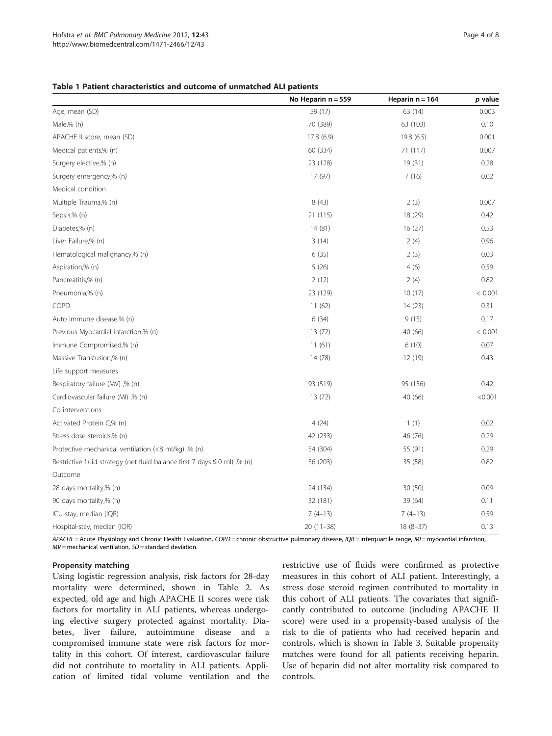**Table 1 Patient characteristics and outcome of unmatched ALI patients**

| | No Heparin n = 559 | Heparin n = 164 | *p* value |
|---|---|---|---|
| Age, mean (SD) | 59 (17) | 63 (14) | 0.003 |
| Male,% (n) | 70 (389) | 63 (103) | 0.10 |
| APACHE II score, mean (SD) | 17.8 (6.9) | 19.8 (6.5) | 0.001 |
| Medical patients,% (n) | 60 (334) | 71 (117) | 0.007 |
| Surgery elective,% (n) | 23 (128) | 19 (31) | 0.28 |
| Surgery emergency,% (n) | 17 (97) | 7 (16) | 0.02 |
| Medical condition | | | |
| Multiple Trauma,% (n) | 8 (43) | 2 (3) | 0.007 |
| Sepsis,% (n) | 21 (115) | 18 (29) | 0.42 |
| Diabetes,% (n) | 14 (81) | 16 (27) | 0.53 |
| Liver Failure,% (n) | 3 (14) | 2 (4) | 0.96 |
| Hematological malignancy,% (n) | 6 (35) | 2 (3) | 0.03 |
| Aspiration,% (n) | 5 (26) | 4 (6) | 0.59 |
| Pancreatitis,% (n) | 2 (12) | 2 (4) | 0.82 |
| Pneumonia,% (n) | 23 (129) | 10 (17) | < 0.001 |
| COPD | 11 (62) | 14 (23) | 0.31 |
| Auto immune disease,% (n) | 6 (34) | 9 (15) | 0.17 |
| Previous Myocardial infarction,% (n) | 13 (72) | 40 (66) | < 0.001 |
| Immune Compromised,% (n) | 11 (61) | 6 (10) | 0.07 |
| Massive Transfusion,% (n) | 14 (78) | 12 (19) | 0.43 |
| Life support measures | | | |
| Respiratory failure (MV) ,% (n) | 93 (519) | 95 (156) | 0.42 |
| Cardiovascular failure (MI) ,% (n) | 13 (72) | 40 (66) | <0.001 |
| Co interventions | | | |
| Activated Protein C,% (n) | 4 (24) | 1 (1) | 0.02 |
| Stress dose steroids,% (n) | 42 (233) | 46 (76) | 0.29 |
| Protective mechanical ventilation (<8 ml/kg) ,% (n) | 54 (304) | 55 (91) | 0.29 |
| Restrictive fluid strategy (net fluid balance first 7 days ≤ 0 ml) ,% (n) | 36 (203) | 35 (58) | 0.82 |
| Outcome | | | |
| 28 days mortality,% (n) | 24 (134) | 30 (50) | 0.09 |
| 90 days mortality,% (n) | 32 (181) | 39 (64) | 0.11 |
| ICU-stay, median (IQR) | 7 (4–13) | 7 (4–13) | 0.59 |
| Hospital-stay, median (IQR) | 20 (11–38) | 18 (8–37) | 0.13 |

*APACHE* = Acute Physiology and Chronic Health Evaluation, *COPD* = chronic obstructive pulmonary disease, *IQR* = interquartile range, *MI* = myocardial infarction, *MV* = mechanical ventilation, *SD* = standard deviation.

### Propensity matching

Using logistic regression analysis, risk factors for 28-day mortality were determined, shown in Table 2. As expected, old age and high APACHE II scores were risk factors for mortality in ALI patients, whereas undergoing elective surgery protected against mortality. Diabetes, liver failure, autoimmune disease and a compromised immune state were risk factors for mortality in this cohort. Of interest, cardiovascular failure did not contribute to mortality in ALI patients. Application of limited tidal volume ventilation and the restrictive use of fluids were confirmed as protective measures in this cohort of ALI patient. Interestingly, a stress dose steroid regimen contributed to mortality in this cohort of ALI patients. The covariates that significantly contributed to outcome (including APACHE II score) were used in a propensity-based analysis of the risk to die of patients who had received heparin and controls, which is shown in Table 3. Suitable propensity matches were found for all patients receiving heparin. Use of heparin did not alter mortality risk compared to controls.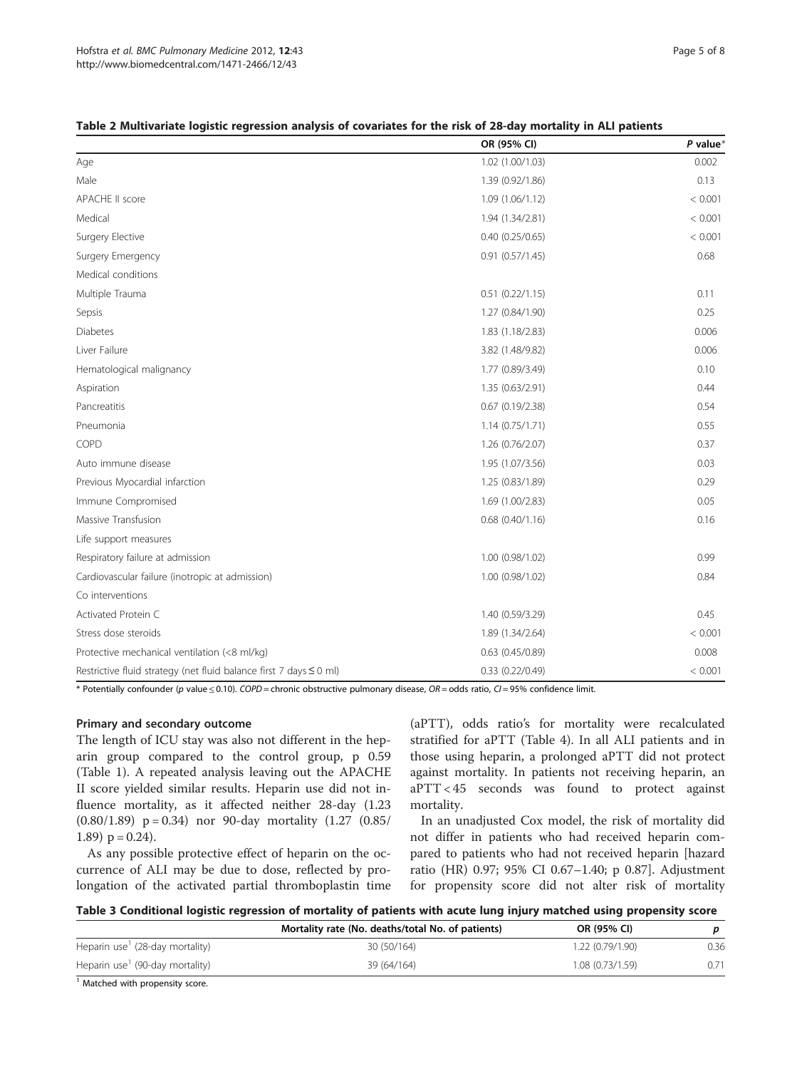**Table 2 Multivariate logistic regression analysis of covariates for the risk of 28-day mortality in ALI patients**

| | OR (95% CI) | *P* value* |
|---|---|---|
| Age | 1.02 (1.00/1.03) | 0.002 |
| Male | 1.39 (0.92/1.86) | 0.13 |
| APACHE II score | 1.09 (1.06/1.12) | < 0.001 |
| Medical | 1.94 (1.34/2.81) | < 0.001 |
| Surgery Elective | 0.40 (0.25/0.65) | < 0.001 |
| Surgery Emergency | 0.91 (0.57/1.45) | 0.68 |
| Medical conditions | | |
| Multiple Trauma | 0.51 (0.22/1.15) | 0.11 |
| Sepsis | 1.27 (0.84/1.90) | 0.25 |
| Diabetes | 1.83 (1.18/2.83) | 0.006 |
| Liver Failure | 3.82 (1.48/9.82) | 0.006 |
| Hematological malignancy | 1.77 (0.89/3.49) | 0.10 |
| Aspiration | 1.35 (0.63/2.91) | 0.44 |
| Pancreatitis | 0.67 (0.19/2.38) | 0.54 |
| Pneumonia | 1.14 (0.75/1.71) | 0.55 |
| COPD | 1.26 (0.76/2.07) | 0.37 |
| Auto immune disease | 1.95 (1.07/3.56) | 0.03 |
| Previous Myocardial infarction | 1.25 (0.83/1.89) | 0.29 |
| Immune Compromised | 1.69 (1.00/2.83) | 0.05 |
| Massive Transfusion | 0.68 (0.40/1.16) | 0.16 |
| Life support measures | | |
| Respiratory failure at admission | 1.00 (0.98/1.02) | 0.99 |
| Cardiovascular failure (inotropic at admission) | 1.00 (0.98/1.02) | 0.84 |
| Co interventions | | |
| Activated Protein C | 1.40 (0.59/3.29) | 0.45 |
| Stress dose steroids | 1.89 (1.34/2.64) | < 0.001 |
| Protective mechanical ventilation (<8 ml/kg) | 0.63 (0.45/0.89) | 0.008 |
| Restrictive fluid strategy (net fluid balance first 7 days ≤ 0 ml) | 0.33 (0.22/0.49) | < 0.001 |

\* Potentially confounder (*p* value ≤ 0.10). *COPD* = chronic obstructive pulmonary disease, *OR* = odds ratio, *CI* = 95% confidence limit.

### Primary and secondary outcome

The length of ICU stay was also not different in the heparin group compared to the control group, p 0.59 (Table 1). A repeated analysis leaving out the APACHE II score yielded similar results. Heparin use did not influence mortality, as it affected neither 28-day (1.23 (0.80/1.89) p = 0.34) nor 90-day mortality (1.27 (0.85/1.89) p = 0.24).

As any possible protective effect of heparin on the occurrence of ALI may be due to dose, reflected by prolongation of the activated partial thromboplastin time (aPTT), odds ratio's for mortality were recalculated stratified for aPTT (Table 4). In all ALI patients and in those using heparin, a prolonged aPTT did not protect against mortality. In patients not receiving heparin, an aPTT < 45 seconds was found to protect against mortality.

In an unadjusted Cox model, the risk of mortality did not differ in patients who had received heparin compared to patients who had not received heparin [hazard ratio (HR) 0.97; 95% CI 0.67–1.40; p 0.87]. Adjustment for propensity score did not alter risk of mortality

**Table 3 Conditional logistic regression of mortality of patients with acute lung injury matched using propensity score**

| | Mortality rate (No. deaths/total No. of patients) | OR (95% CI) | *p* |
|---|---|---|---|
| Heparin use[1] (28-day mortality) | 30 (50/164) | 1.22 (0.79/1.90) | 0.36 |
| Heparin use[1] (90-day mortality) | 39 (64/164) | 1.08 (0.73/1.59) | 0.71 |

[1] Matched with propensity score.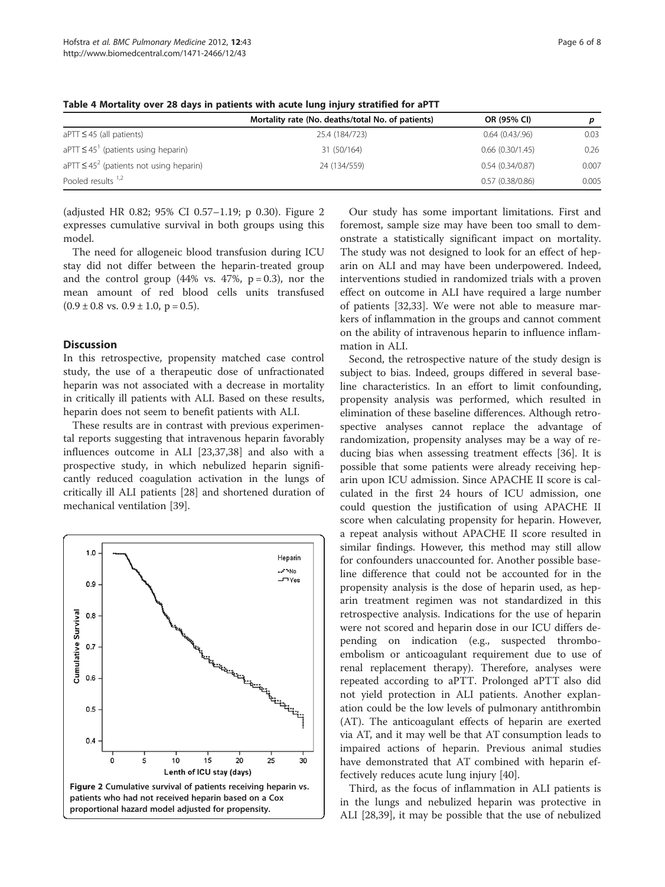**Table 4 Mortality over 28 days in patients with acute lung injury stratified for aPTT**

| | Mortality rate (No. deaths/total No. of patients) | OR (95% CI) | p |
|---|---|---|---|
| aPTT ≤ 45 (all patients) | 25.4 (184/723) | 0.64 (0.43/.96) | 0.03 |
| aPTT ≤ 45[1] (patients using heparin) | 31 (50/164) | 0.66 (0.30/1.45) | 0.26 |
| aPTT ≤ 45[2] (patients not using heparin) | 24 (134/559) | 0.54 (0.34/0.87) | 0.007 |
| Pooled results [1,2] | | 0.57 (0.38/0.86) | 0.005 |

(adjusted HR 0.82; 95% CI 0.57–1.19; p 0.30). Figure 2 expresses cumulative survival in both groups using this model.

The need for allogeneic blood transfusion during ICU stay did not differ between the heparin-treated group and the control group (44% vs. 47%, p = 0.3), nor the mean amount of red blood cells units transfused (0.9 ± 0.8 vs. 0.9 ± 1.0, p = 0.5).

## Discussion

In this retrospective, propensity matched case control study, the use of a therapeutic dose of unfractionated heparin was not associated with a decrease in mortality in critically ill patients with ALI. Based on these results, heparin does not seem to benefit patients with ALI.

These results are in contrast with previous experimental reports suggesting that intravenous heparin favorably influences outcome in ALI [23,37,38] and also with a prospective study, in which nebulized heparin significantly reduced coagulation activation in the lungs of critically ill ALI patients [28] and shortened duration of mechanical ventilation [39].

1.0
0.9
0.8
0.7
0.6
0.5
0.4
Cumulative Survival
Heparin
No
Yes
0 5 10 15 20 25 30
Lenth of ICU stay (days)

**Figure 2** Cumulative survival of patients receiving heparin vs. patients who had not received heparin based on a Cox proportional hazard model adjusted for propensity.

Our study has some important limitations. First and foremost, sample size may have been too small to demonstrate a statistically significant impact on mortality. The study was not designed to look for an effect of heparin on ALI and may have been underpowered. Indeed, interventions studied in randomized trials with a proven effect on outcome in ALI have required a large number of patients [32,33]. We were not able to measure markers of inflammation in the groups and cannot comment on the ability of intravenous heparin to influence inflammation in ALI.

Second, the retrospective nature of the study design is subject to bias. Indeed, groups differed in several baseline characteristics. In an effort to limit confounding, propensity analysis was performed, which resulted in elimination of these baseline differences. Although retrospective analyses cannot replace the advantage of randomization, propensity analyses may be a way of reducing bias when assessing treatment effects [36]. It is possible that some patients were already receiving heparin upon ICU admission. Since APACHE II score is calculated in the first 24 hours of ICU admission, one could question the justification of using APACHE II score when calculating propensity for heparin. However, a repeat analysis without APACHE II score resulted in similar findings. However, this method may still allow for confounders unaccounted for. Another possible baseline difference that could not be accounted for in the propensity analysis is the dose of heparin used, as heparin treatment regimen was not standardized in this retrospective analysis. Indications for the use of heparin were not scored and heparin dose in our ICU differs depending on indication (e.g., suspected thromboembolism or anticoagulant requirement due to use of renal replacement therapy). Therefore, analyses were repeated according to aPTT. Prolonged aPTT also did not yield protection in ALI patients. Another explanation could be the low levels of pulmonary antithrombin (AT). The anticoagulant effects of heparin are exerted via AT, and it may well be that AT consumption leads to impaired actions of heparin. Previous animal studies have demonstrated that AT combined with heparin effectively reduces acute lung injury [40].

Third, as the focus of inflammation in ALI patients is in the lungs and nebulized heparin was protective in ALI [28,39], it may be possible that the use of nebulized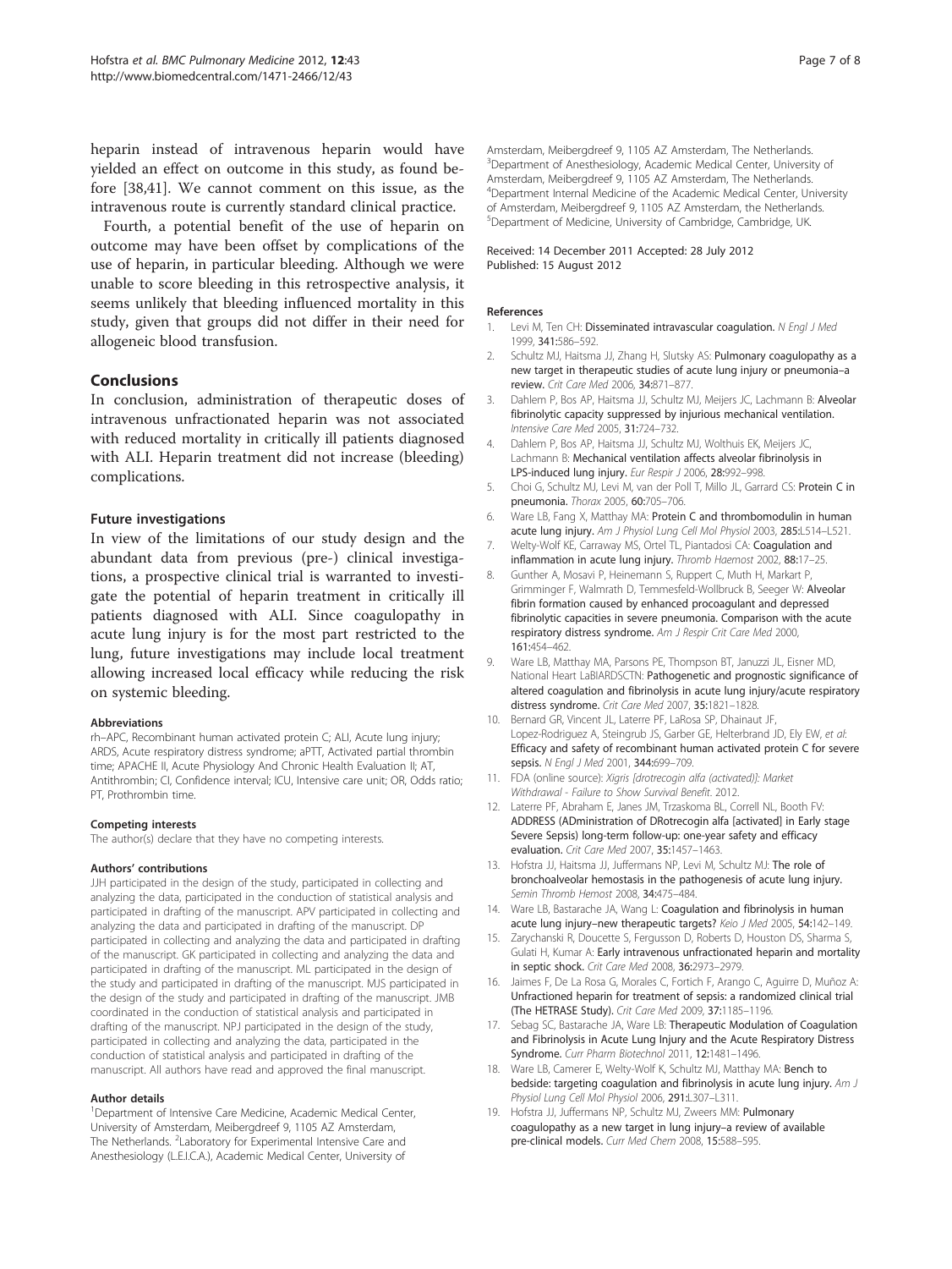heparin instead of intravenous heparin would have yielded an effect on outcome in this study, as found before [38,41]. We cannot comment on this issue, as the intravenous route is currently standard clinical practice.

Fourth, a potential benefit of the use of heparin on outcome may have been offset by complications of the use of heparin, in particular bleeding. Although we were unable to score bleeding in this retrospective analysis, it seems unlikely that bleeding influenced mortality in this study, given that groups did not differ in their need for allogeneic blood transfusion.

## Conclusions

In conclusion, administration of therapeutic doses of intravenous unfractionated heparin was not associated with reduced mortality in critically ill patients diagnosed with ALI. Heparin treatment did not increase (bleeding) complications.

### Future investigations

In view of the limitations of our study design and the abundant data from previous (pre-) clinical investigations, a prospective clinical trial is warranted to investigate the potential of heparin treatment in critically ill patients diagnosed with ALI. Since coagulopathy in acute lung injury is for the most part restricted to the lung, future investigations may include local treatment allowing increased local efficacy while reducing the risk on systemic bleeding.

#### Abbreviations

rh–APC, Recombinant human activated protein C; ALI, Acute lung injury; ARDS, Acute respiratory distress syndrome; aPTT, Activated partial thrombin time; APACHE II, Acute Physiology And Chronic Health Evaluation II; AT, Antithrombin; CI, Confidence interval; ICU, Intensive care unit; OR, Odds ratio; PT, Prothrombin time.

#### Competing interests

The author(s) declare that they have no competing interests.

#### Authors' contributions

JJH participated in the design of the study, participated in collecting and analyzing the data, participated in the conduction of statistical analysis and participated in drafting of the manuscript. APV participated in collecting and analyzing the data and participated in drafting of the manuscript. DP participated in collecting and analyzing the data and participated in drafting of the manuscript. GK participated in collecting and analyzing the data and participated in drafting of the manuscript. ML participated in the design of the study and participated in drafting of the manuscript. MJS participated in the design of the study and participated in drafting of the manuscript. JMB coordinated in the conduction of statistical analysis and participated in drafting of the manuscript. NPJ participated in the design of the study, participated in collecting and analyzing the data, participated in the conduction of statistical analysis and participated in drafting of the manuscript. All authors have read and approved the final manuscript.

#### Author details

[1]Department of Intensive Care Medicine, Academic Medical Center, University of Amsterdam, Meibergdreef 9, 1105 AZ Amsterdam, The Netherlands. [2]Laboratory for Experimental Intensive Care and Anesthesiology (L.E.I.C.A.), Academic Medical Center, University of Amsterdam, Meibergdreef 9, 1105 AZ Amsterdam, The Netherlands. [3]Department of Anesthesiology, Academic Medical Center, University of Amsterdam, Meibergdreef 9, 1105 AZ Amsterdam, The Netherlands. [4]Department Internal Medicine of the Academic Medical Center, University of Amsterdam, Meibergdreef 9, 1105 AZ Amsterdam, the Netherlands. [5]Department of Medicine, University of Cambridge, Cambridge, UK.

Received: 14 December 2011 Accepted: 28 July 2012
Published: 15 August 2012

#### References

1. Levi M, Ten CH: **Disseminated intravascular coagulation.** *N Engl J Med* 1999, **341**:586–592.
2. Schultz MJ, Haitsma JJ, Zhang H, Slutsky AS: **Pulmonary coagulopathy as a new target in therapeutic studies of acute lung injury or pneumonia–a review.** *Crit Care Med* 2006, **34**:871–877.
3. Dahlem P, Bos AP, Haitsma JJ, Schultz MJ, Meijers JC, Lachmann B: **Alveolar fibrinolytic capacity suppressed by injurious mechanical ventilation.** *Intensive Care Med* 2005, **31**:724–732.
4. Dahlem P, Bos AP, Haitsma JJ, Schultz MJ, Wolthuis EK, Meijers JC, Lachmann B: **Mechanical ventilation affects alveolar fibrinolysis in LPS-induced lung injury.** *Eur Respir J* 2006, **28**:992–998.
5. Choi G, Schultz MJ, Levi M, van der Poll T, Millo JL, Garrard CS: **Protein C in pneumonia.** *Thorax* 2005, **60**:705–706.
6. Ware LB, Fang X, Matthay MA: **Protein C and thrombomodulin in human acute lung injury.** *Am J Physiol Lung Cell Mol Physiol* 2003, **285**:L514–L521.
7. Welty-Wolf KE, Carraway MS, Ortel TL, Piantadosi CA: **Coagulation and inflammation in acute lung injury.** *Thromb Haemost* 2002, **88**:17–25.
8. Gunther A, Mosavi P, Heinemann S, Ruppert C, Muth H, Markart P, Grimminger F, Walmrath D, Temmesfeld-Wollbruck B, Seeger W: **Alveolar fibrin formation caused by enhanced procoagulant and depressed fibrinolytic capacities in severe pneumonia. Comparison with the acute respiratory distress syndrome.** *Am J Respir Crit Care Med* 2000, **161**:454–462.
9. Ware LB, Matthay MA, Parsons PE, Thompson BT, Januzzi JL, Eisner MD, National Heart LaBIARDSCTN: **Pathogenetic and prognostic significance of altered coagulation and fibrinolysis in acute lung injury/acute respiratory distress syndrome.** *Crit Care Med* 2007, **35**:1821–1828.
10. Bernard GR, Vincent JL, Laterre PF, LaRosa SP, Dhainaut JF, Lopez-Rodriguez A, Steingrub JS, Garber GE, Helterbrand JD, Ely EW, *et al*: **Efficacy and safety of recombinant human activated protein C for severe sepsis.** *N Engl J Med* 2001, **344**:699–709.
11. FDA (online source): *Xigris [drotrecogin alfa (activated)]: Market Withdrawal - Failure to Show Survival Benefit.* 2012.
12. Laterre PF, Abraham E, Janes JM, Trzaskoma BL, Correll NL, Booth FV: **ADDRESS (ADministration of DRotrecogin alfa [activated] in Early stage Severe Sepsis) long-term follow-up: one-year safety and efficacy evaluation.** *Crit Care Med* 2007, **35**:1457–1463.
13. Hofstra JJ, Haitsma JJ, Juffermans NP, Levi M, Schultz MJ: **The role of bronchoalveolar hemostasis in the pathogenesis of acute lung injury.** *Semin Thromb Hemost* 2008, **34**:475–484.
14. Ware LB, Bastarache JA, Wang L: **Coagulation and fibrinolysis in human acute lung injury–new therapeutic targets?** *Keio J Med* 2005, **54**:142–149.
15. Zarychanski R, Doucette S, Fergusson D, Roberts D, Houston DS, Sharma S, Gulati H, Kumar A: **Early intravenous unfractionated heparin and mortality in septic shock.** *Crit Care Med* 2008, **36**:2973–2979.
16. Jaimes F, De La Rosa G, Morales C, Fortich F, Arango C, Aguirre D, Muñoz A: **Unfractioned heparin for treatment of sepsis: a randomized clinical trial (The HETRASE Study).** *Crit Care Med* 2009, **37**:1185–1196.
17. Sebag SC, Bastarache JA, Ware LB: **Therapeutic Modulation of Coagulation and Fibrinolysis in Acute Lung Injury and the Acute Respiratory Distress Syndrome.** *Curr Pharm Biotechnol* 2011, **12**:1481–1496.
18. Ware LB, Camerer E, Welty-Wolf K, Schultz MJ, Matthay MA: **Bench to bedside: targeting coagulation and fibrinolysis in acute lung injury.** *Am J Physiol Lung Cell Mol Physiol* 2006, **291**:L307–L311.
19. Hofstra JJ, Juffermans NP, Schultz MJ, Zweers MM: **Pulmonary coagulopathy as a new target in lung injury–a review of available pre-clinical models.** *Curr Med Chem* 2008, **15**:588–595.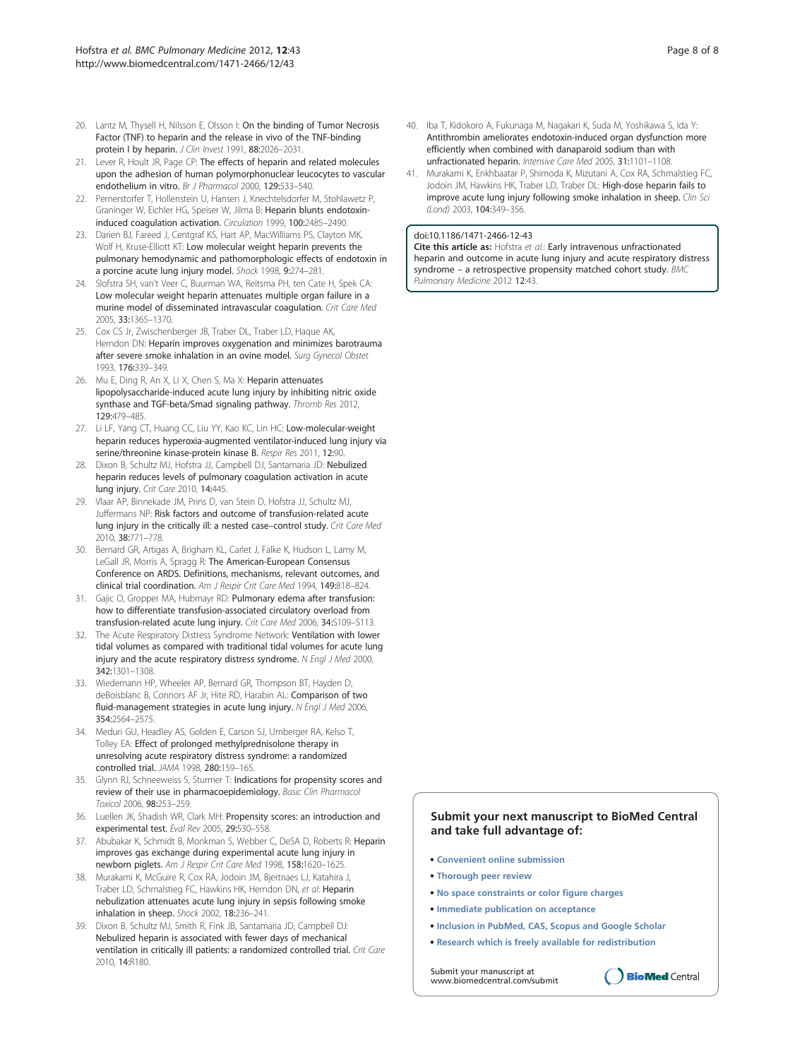20. Lantz M, Thysell H, Nilsson E, Olsson I: **On the binding of Tumor Necrosis Factor (TNF) to heparin and the release in vivo of the TNF-binding protein I by heparin.** *J Clin Invest* 1991, **88:**2026–2031.
21. Lever R, Hoult JR, Page CP: **The effects of heparin and related molecules upon the adhesion of human polymorphonuclear leucocytes to vascular endothelium in vitro.** *Br J Pharmacol* 2000, **129:**533–540.
22. Pernerstorfer T, Hollenstein U, Hansen J, Knechtelsdorfer M, Stohlawetz P, Graninger W, Eichler HG, Speiser W, Jilma B: **Heparin blunts endotoxin-induced coagulation activation.** *Circulation* 1999, **100:**2485–2490.
23. Darien BJ, Fareed J, Centgraf KS, Hart AP, MacWilliams PS, Clayton MK, Wolf H, Kruse-Elliott KT: **Low molecular weight heparin prevents the pulmonary hemodynamic and pathomorphologic effects of endotoxin in a porcine acute lung injury model.** *Shock* 1998, **9:**274–281.
24. Slofstra SH, van't Veer C, Buurman WA, Reitsma PH, ten Cate H, Spek CA: **Low molecular weight heparin attenuates multiple organ failure in a murine model of disseminated intravascular coagulation.** *Crit Care Med* 2005, **33:**1365–1370.
25. Cox CS Jr, Zwischenberger JB, Traber DL, Traber LD, Haque AK, Herndon DN: **Heparin improves oxygenation and minimizes barotrauma after severe smoke inhalation in an ovine model.** *Surg Gynecol Obstet* 1993, **176:**339–349.
26. Mu E, Ding R, An X, Li X, Chen S, Ma X: **Heparin attenuates lipopolysaccharide-induced acute lung injury by inhibiting nitric oxide synthase and TGF-beta/Smad signaling pathway.** *Thromb Res* 2012, **129:**479–485.
27. Li LF, Yang CT, Huang CC, Liu YY, Kao KC, Lin HC: **Low-molecular-weight heparin reduces hyperoxia-augmented ventilator-induced lung injury via serine/threonine kinase-protein kinase B.** *Respir Res* 2011, **12:**90.
28. Dixon B, Schultz MJ, Hofstra JJ, Campbell DJ, Santamaria JD: **Nebulized heparin reduces levels of pulmonary coagulation activation in acute lung injury.** *Crit Care* 2010, **14:**445.
29. Vlaar AP, Binnekade JM, Prins D, van Stein D, Hofstra JJ, Schultz MJ, Juffermans NP: **Risk factors and outcome of transfusion-related acute lung injury in the critically ill: a nested case–control study.** *Crit Care Med* 2010, **38:**771–778.
30. Bernard GR, Artigas A, Brigham KL, Carlet J, Falke K, Hudson L, Lamy M, LeGall JR, Morris A, Spragg R: **The American-European Consensus Conference on ARDS. Definitions, mechanisms, relevant outcomes, and clinical trial coordination.** *Am J Respir Crit Care Med* 1994, **149:**818–824.
31. Gajic O, Gropper MA, Hubmayr RD: **Pulmonary edema after transfusion: how to differentiate transfusion-associated circulatory overload from transfusion-related acute lung injury.** *Crit Care Med* 2006, **34:**S109–S113.
32. The Acute Respiratory Distress Syndrome Network: **Ventilation with lower tidal volumes as compared with traditional tidal volumes for acute lung injury and the acute respiratory distress syndrome.** *N Engl J Med* 2000, **342:**1301–1308.
33. Wiedemann HP, Wheeler AP, Bernard GR, Thompson BT, Hayden D, deBoisblanc B, Connors AF Jr, Hite RD, Harabin AL: **Comparison of two fluid-management strategies in acute lung injury.** *N Engl J Med* 2006, **354:**2564–2575.
34. Meduri GU, Headley AS, Golden E, Carson SJ, Umberger RA, Kelso T, Tolley EA: **Effect of prolonged methylprednisolone therapy in unresolving acute respiratory distress syndrome: a randomized controlled trial.** *JAMA* 1998, **280:**159–165.
35. Glynn RJ, Schneeweiss S, Sturmer T: **Indications for propensity scores and review of their use in pharmacoepidemiology.** *Basic Clin Pharmacol Toxicol* 2006, **98:**253–259.
36. Luellen JK, Shadish WR, Clark MH: **Propensity scores: an introduction and experimental test.** *Eval Rev* 2005, **29:**530–558.
37. Abubakar K, Schmidt B, Monkman S, Webber C, DeSA D, Roberts R: **Heparin improves gas exchange during experimental acute lung injury in newborn piglets.** *Am J Respir Crit Care Med* 1998, **158:**1620–1625.
38. Murakami K, McGuire R, Cox RA, Jodoin JM, Bjertnaes LJ, Katahira J, Traber LD, Schmalstieg FC, Hawkins HK, Herndon DN, *et al*: **Heparin nebulization attenuates acute lung injury in sepsis following smoke inhalation in sheep.** *Shock* 2002, **18:**236–241.
39. Dixon B, Schultz MJ, Smith R, Fink JB, Santamaria JD, Campbell DJ: **Nebulized heparin is associated with fewer days of mechanical ventilation in critically ill patients: a randomized controlled trial.** *Crit Care* 2010, **14:**R180.
40. Iba T, Kidokoro A, Fukunaga M, Nagakari K, Suda M, Yoshikawa S, Ida Y: **Antithrombin ameliorates endotoxin-induced organ dysfunction more efficiently when combined with danaparoid sodium than with unfractionated heparin.** *Intensive Care Med* 2005, **31:**1101–1108.
41. Murakami K, Enkhbaatar P, Shimoda K, Mizutani A, Cox RA, Schmalstieg FC, Jodoin JM, Hawkins HK, Traber LD, Traber DL: **High-dose heparin fails to improve acute lung injury following smoke inhalation in sheep.** *Clin Sci (Lond)* 2003, **104:**349–356.

doi:10.1186/1471-2466-12-43

**Cite this article as:** Hofstra *et al.*: Early intravenous unfractionated heparin and outcome in acute lung injury and acute respiratory distress syndrome – a retrospective propensity matched cohort study. *BMC Pulmonary Medicine* 2012 **12**:43.

**Submit your next manuscript to BioMed Central and take full advantage of:**

- **Convenient online submission**
- **Thorough peer review**
- **No space constraints or color figure charges**
- **Immediate publication on acceptance**
- **Inclusion in PubMed, CAS, Scopus and Google Scholar**
- **Research which is freely available for redistribution**

Submit your manuscript at www.biomedcentral.com/submit

BioMed Central